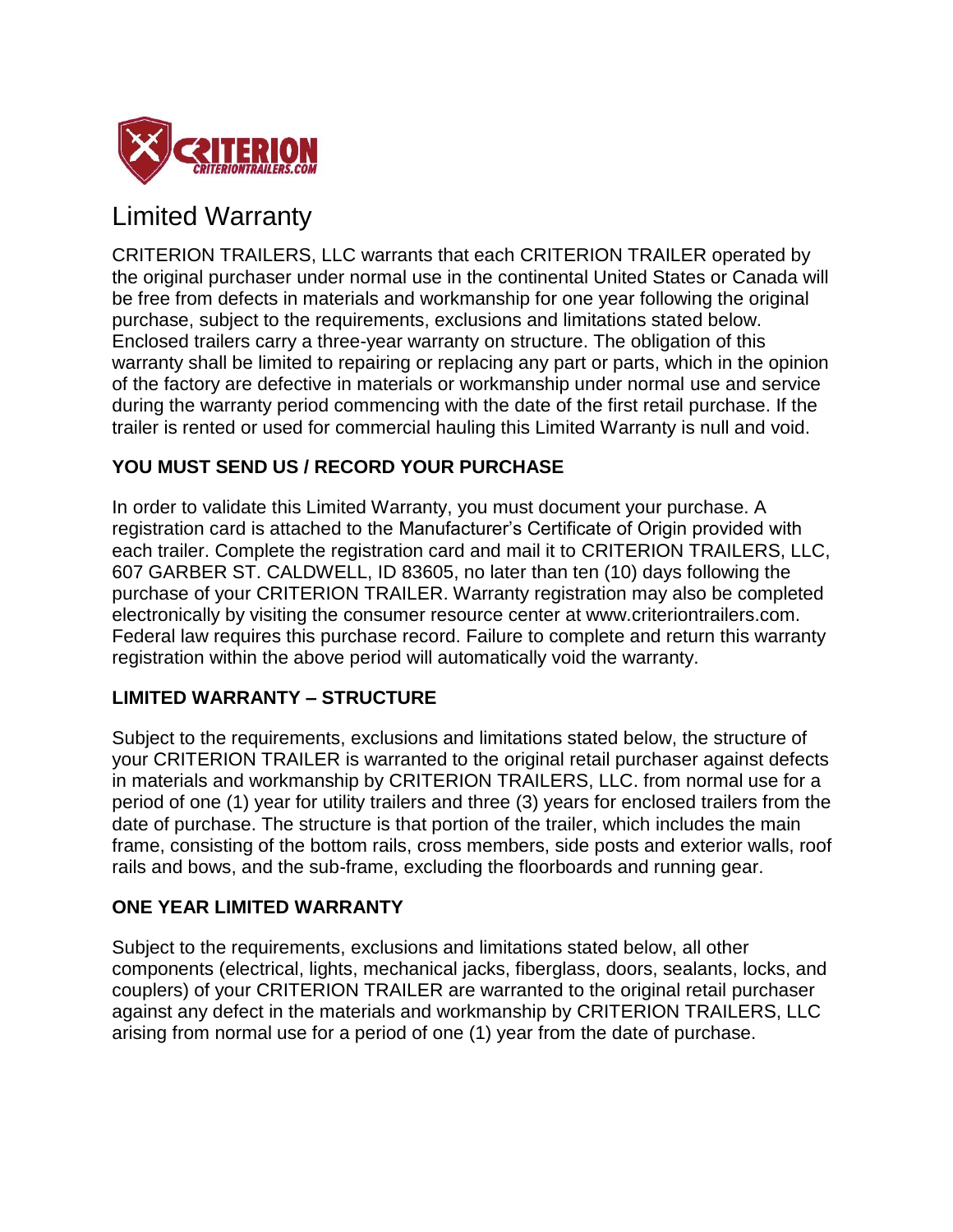# Limited Warranty

CRITERION TRAILERS, LLC warrants that each CRITERION TRAILER operated by the original purchaser under normal use in the continental United States or Canada will be free from defects in materials and workmanship for one year following the original purchase, subject to the requirements, exclusions and limitations stated below. Enclosed trailers carry a three-year warranty on structure. The obligation of this warranty shall be limited to repairing or replacing any part or parts, which in the opinion of the factory are defective in materials or workmanship under normal use and service during the warranty period commencing with the date of the first retail purchase. If the trailer is rented or used for commercial hauling this Limited Warranty is null and void.

## YOU MUST SEND US / RECORD YOUR PURCHASE

In order to validate this Limited Warranty, you must document your purchase. A registration card is attached to the Manufacturer's Certificate of Origin provided with each trailer. Complete the registration card and mail it to CRITERION TRAILERS, LLC, 607 GARBER ST. CALDWELL, ID 83605, no later than ten (10) days following the purchase of your CRITERION TRAILER. Warranty registration may also be completed electronically by visiting the consumer resource center at www.criteriontrailers.com. Federal law requires this purchase record. Failure to complete and return this warranty registration within the above period will automatically void the warranty.

## LIMITED WARRANTY – STRUCTURE

Subject to the requirements, exclusions and limitations stated below, the structure of your CRITERION TRAILER is warranted to the original retail purchaser against defects in materials and workmanship by CRITERION TRAILERS, LLC. from normal use for a period of one (1) year for utility trailers and three (3) years for enclosed trailers from the date of purchase. The structure is that portion of the trailer, which includes the main frame, consisting of the bottom rails, cross members, side posts and exterior walls, roof rails and bows, and the sub-frame, excluding the floorboards and running gear.

## ONE YEAR LIMITED WARRANTY

Subject to the requirements, exclusions and limitations stated below, all other components (electrical, lights, mechanical jacks, fiberglass, doors, sealants, locks, and couplers) of your CRITERION TRAILER are warranted to the original retail purchaser against any defect in the materials and workmanship by CRITERION TRAILERS, LLC arising from normal use for a period of one (1) year from the date of purchase.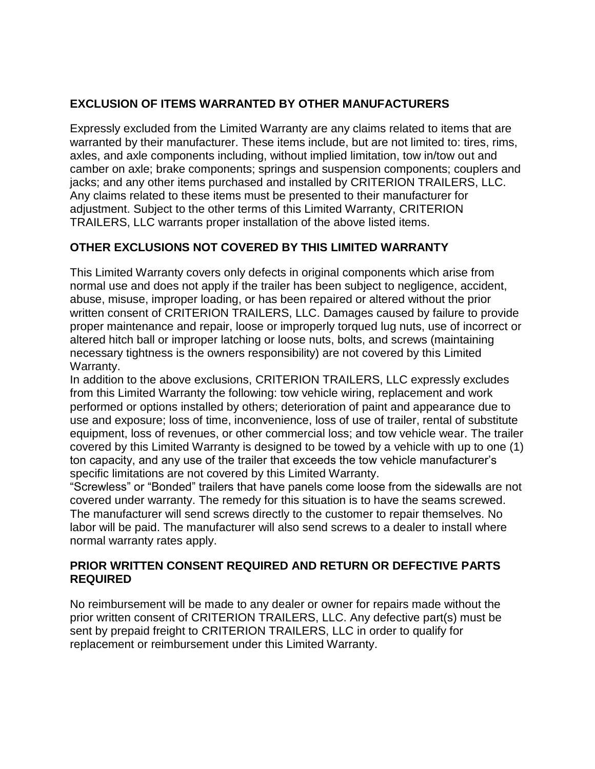## EXCLUSION OF ITEMS WARRANTED BY OTHER MANUFACTURERS

Expressly excluded from the Limited Warranty are any claims related to items that are warranted by their manufacturer. These items include, but are not limited to: tires, rims, axles, and axle components including, without implied limitation, tow in/tow out and camber on axle; brake components; springs and suspension components; couplers and jacks; and any other items purchased and installed by CRITERION TRAILERS, LLC. Any claims related to these items must be presented to their manufacturer for adjustment. Subject to the other terms of this Limited Warranty, CRITERION TRAILERS, LLC warrants proper installation of the above listed items.

## OTHER EXCLUSIONS NOT COVERED BY THIS LIMITED WARRANTY

This Limited Warranty covers only defects in original components which arise from normal use and does not apply if the trailer has been subject to negligence, accident, abuse, misuse, improper loading, or has been repaired or altered without the prior written consent of CRITERION TRAILERS, LLC. Damages caused by failure to provide proper maintenance and repair, loose or improperly torqued lug nuts, use of incorrect or altered hitch ball or improper latching or loose nuts, bolts, and screws (maintaining necessary tightness is the owners responsibility) are not covered by this Limited Warranty.

In addition to the above exclusions, CRITERION TRAILERS, LLC expressly excludes from this Limited Warranty the following: tow vehicle wiring, replacement and work performed or options installed by others; deterioration of paint and appearance due to use and exposure; loss of time, inconvenience, loss of use of trailer, rental of substitute equipment, loss of revenues, or other commercial loss; and tow vehicle wear. The trailer covered by this Limited Warranty is designed to be towed by a vehicle with up to one (1) ton capacity, and any use of the trailer that exceeds the tow vehicle manufacturer's specific limitations are not covered by this Limited Warranty.

"Screwless" or "Bonded" trailers that have panels come loose from the sidewalls are not covered under warranty. The remedy for this situation is to have the seams screwed. The manufacturer will send screws directly to the customer to repair themselves. No labor will be paid. The manufacturer will also send screws to a dealer to install where normal warranty rates apply.

## PRIOR WRITTEN CONSENT REQUIRED AND RETURN OR DEFECTIVE PARTS REQUIRED

No reimbursement will be made to any dealer or owner for repairs made without the prior written consent of CRITERION TRAILERS, LLC. Any defective part(s) must be sent by prepaid freight to CRITERION TRAILERS, LLC in order to qualify for replacement or reimbursement under this Limited Warranty.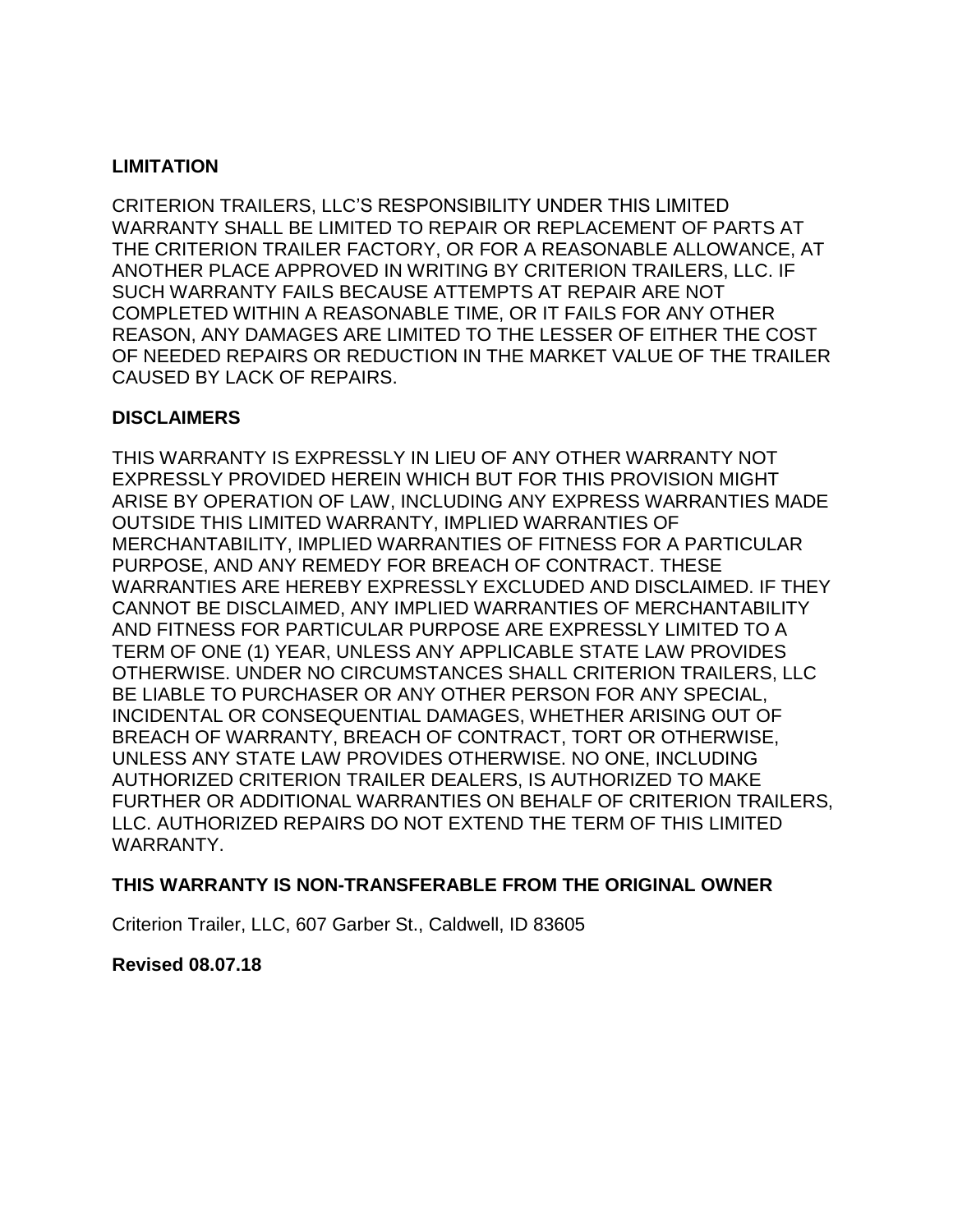## LIMITATION

CRITERION TRAILERS, LLC'S RESPONSIBILITY UNDER THIS LIMITED WARRANTY SHALL BE LIMITED TO REPAIR OR REPLACEMENT OF PARTS AT THE CRITERION TRAILER FACTORY, OR FOR A REASONABLE ALLOWANCE, AT ANOTHER PLACE APPROVED IN WRITING BY CRITERION TRAILERS, LLC. IF SUCH WARRANTY FAILS BECAUSE ATTEMPTS AT REPAIR ARE NOT COMPLETED WITHIN A REASONABLE TIME, OR IT FAILS FOR ANY OTHER REASON, ANY DAMAGES ARE LIMITED TO THE LESSER OF EITHER THE COST OF NEEDED REPAIRS OR REDUCTION IN THE MARKET VALUE OF THE TRAILER CAUSED BY LACK OF REPAIRS.

## DISCLAIMERS

THIS WARRANTY IS EXPRESSLY IN LIEU OF ANY OTHER WARRANTY NOT EXPRESSLY PROVIDED HEREIN WHICH BUT FOR THIS PROVISION MIGHT ARISE BY OPERATION OF LAW, INCLUDING ANY EXPRESS WARRANTIES MADE OUTSIDE THIS LIMITED WARRANTY, IMPLIED WARRANTIES OF MERCHANTABILITY, IMPLIED WARRANTIES OF FITNESS FOR A PARTICULAR PURPOSE, AND ANY REMEDY FOR BREACH OF CONTRACT. THESE WARRANTIES ARE HEREBY EXPRESSLY EXCLUDED AND DISCLAIMED. IF THEY CANNOT BE DISCLAIMED, ANY IMPLIED WARRANTIES OF MERCHANTABILITY AND FITNESS FOR PARTICULAR PURPOSE ARE EXPRESSLY LIMITED TO A TERM OF ONE (1) YEAR, UNLESS ANY APPLICABLE STATE LAW PROVIDES OTHERWISE. UNDER NO CIRCUMSTANCES SHALL CRITERION TRAILERS, LLC BE LIABLE TO PURCHASER OR ANY OTHER PERSON FOR ANY SPECIAL, INCIDENTAL OR CONSEQUENTIAL DAMAGES, WHETHER ARISING OUT OF BREACH OF WARRANTY, BREACH OF CONTRACT, TORT OR OTHERWISE, UNLESS ANY STATE LAW PROVIDES OTHERWISE. NO ONE, INCLUDING AUTHORIZED CRITERION TRAILER DEALERS, IS AUTHORIZED TO MAKE FURTHER OR ADDITIONAL WARRANTIES ON BEHALF OF CRITERION TRAILERS, LLC. AUTHORIZED REPAIRS DO NOT EXTEND THE TERM OF THIS LIMITED WARRANTY.

## THIS WARRANTY IS NON-TRANSFERABLE FROM THE ORIGINAL OWNER

Criterion Trailer, LLC, 607 Garber St., Caldwell, ID 83605

**Revised 08.07.18**